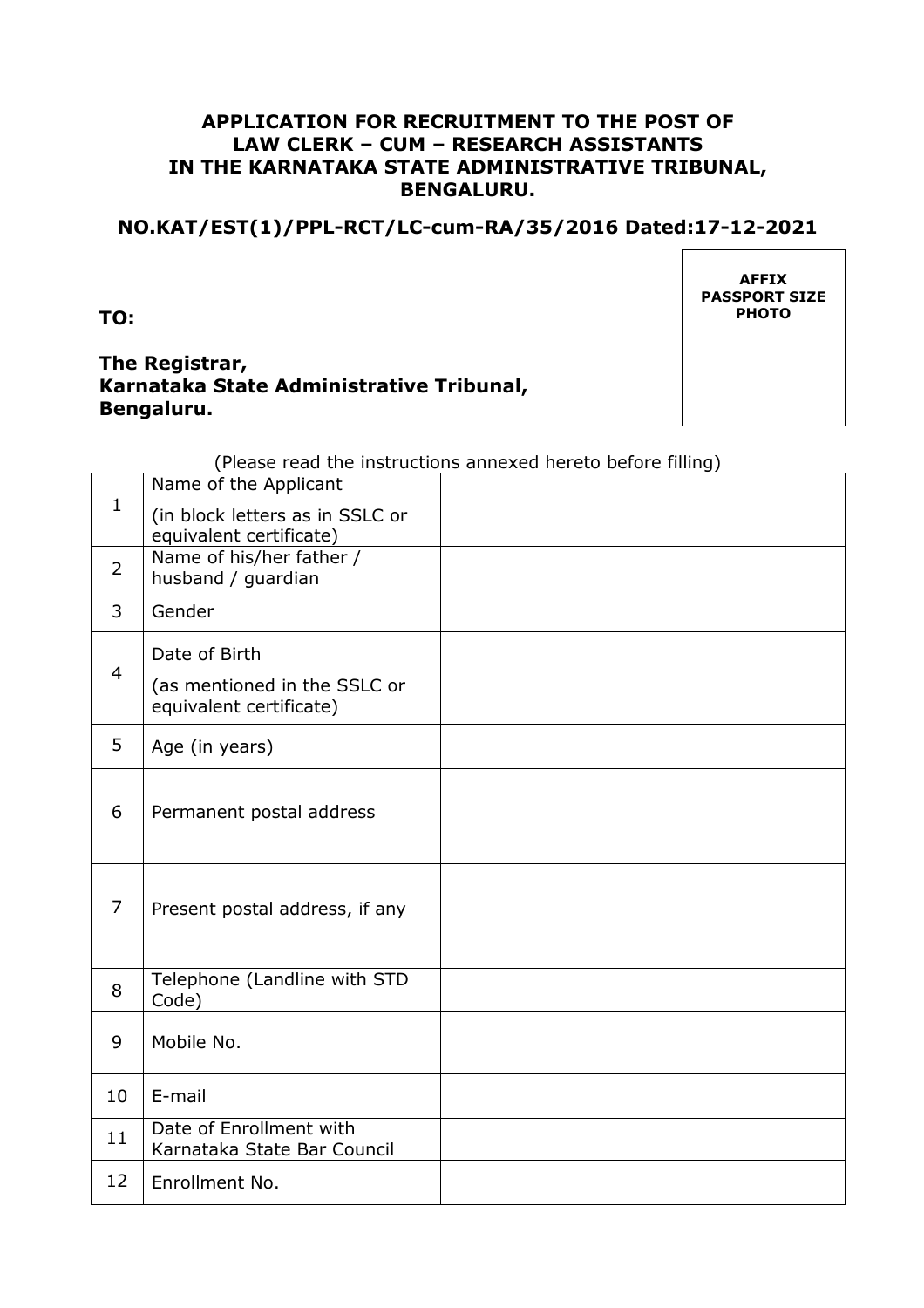**APPLICATION FOR RECRUITMENT TO THE POST OF LAW CLERK – CUM – RESEARCH ASSISTANTS IN THE KARNATAKA STATE ADMINISTRATIVE TRIBUNAL, BENGALURU.**

**NO.KAT/EST(1)/PPL-RCT/LC-cum-RA/35/2016 Dated:17-12-2021**

**AFFIX PASSPORT SIZE PHOTO**

**TO:**

**The Registrar,**
**Karnataka State Administrative Tribunal,**
**Bengaluru.**

(Please read the instructions annexed hereto before filling)

| | | |
|---|---|---|
| 1 | Name of the Applicant (in block letters as in SSLC or equivalent certificate) | |
| 2 | Name of his/her father / husband / guardian | |
| 3 | Gender | |
| 4 | Date of Birth (as mentioned in the SSLC or equivalent certificate) | |
| 5 | Age (in years) | |
| 6 | Permanent postal address | |
| 7 | Present postal address, if any | |
| 8 | Telephone (Landline with STD Code) | |
| 9 | Mobile No. | |
| 10 | E-mail | |
| 11 | Date of Enrollment with Karnataka State Bar Council | |
| 12 | Enrollment No. | |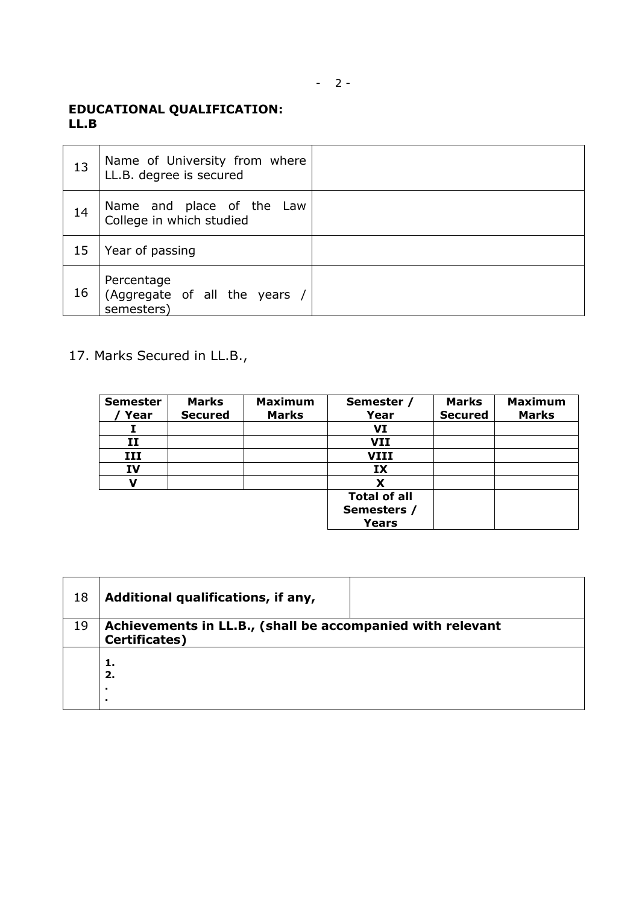**EDUCATIONAL QUALIFICATION:**
**LL.B**

| | | |
|---|---|---|
| 13 | Name of University from where LL.B. degree is secured | |
| 14 | Name and place of the Law College in which studied | |
| 15 | Year of passing | |
| 16 | Percentage (Aggregate of all the years / semesters) | |

17. Marks Secured in LL.B.,

| Semester / Year | Marks Secured | Maximum Marks | Semester / Year | Marks Secured | Maximum Marks |
|---|---|---|---|---|---|
| I | | | VI | | |
| II | | | VII | | |
| III | | | VIII | | |
| IV | | | IX | | |
| V | | | X | | |
| | | | Total of all Semesters / Years | | |

| | | |
|---|---|---|
| 18 | **Additional qualifications, if any,** | |
| 19 | **Achievements in LL.B., (shall be accompanied with relevant Certificates)** | |
| | **1.**<br>**2.**<br>**.**<br>**.** | |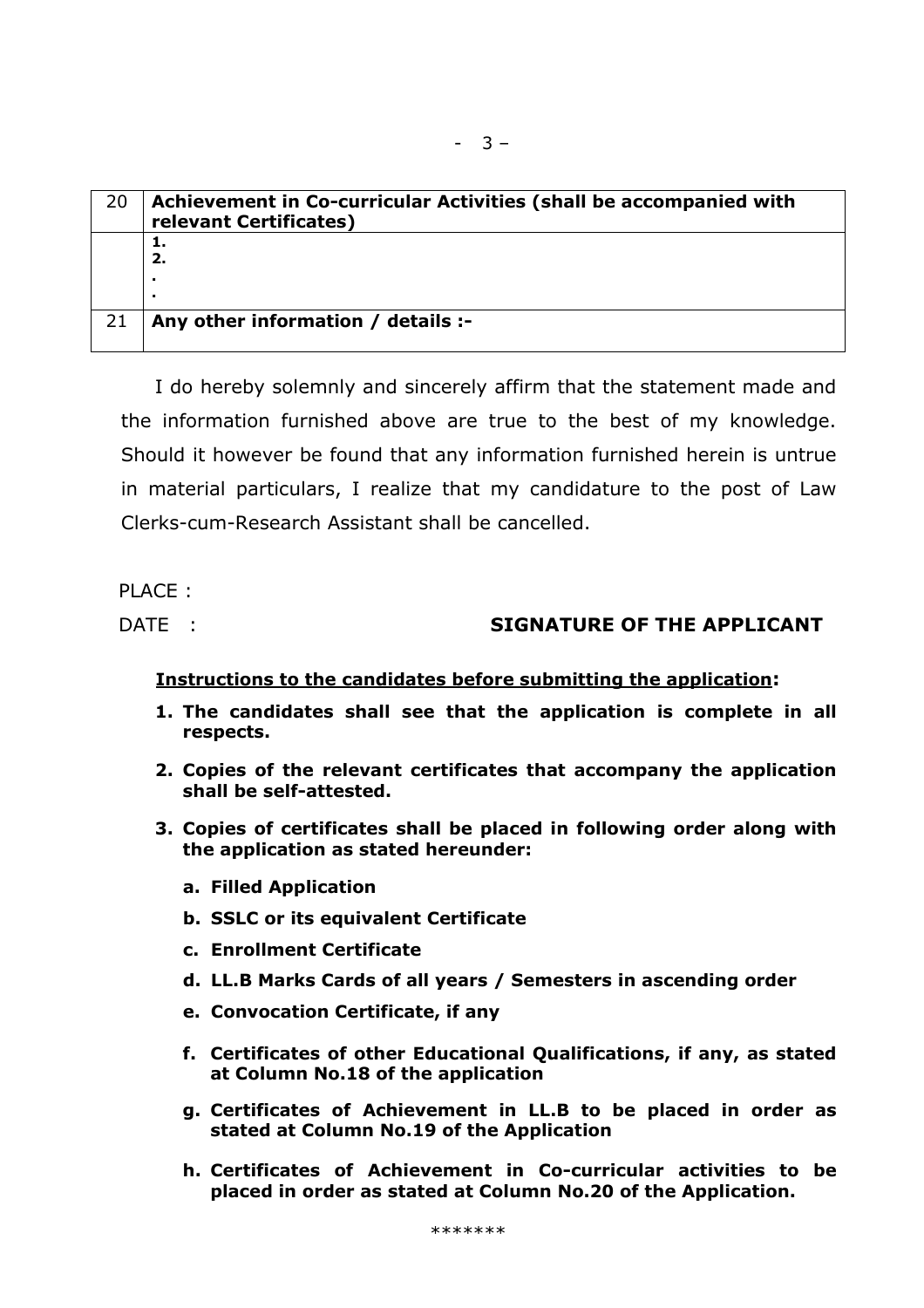| | |
|---|---|
| 20 | **Achievement in Co-curricular Activities (shall be accompanied with relevant Certificates)** |
| | **1.**<br>**2.**<br>**.**<br>**.** |
| 21 | **Any other information / details :-** |

I do hereby solemnly and sincerely affirm that the statement made and the information furnished above are true to the best of my knowledge. Should it however be found that any information furnished herein is untrue in material particulars, I realize that my candidature to the post of Law Clerks-cum-Research Assistant shall be cancelled.

PLACE :

DATE : **SIGNATURE OF THE APPLICANT**

**<u>Instructions to the candidates before submitting the application</u>:**

1. **The candidates shall see that the application is complete in all respects.**
2. **Copies of the relevant certificates that accompany the application shall be self-attested.**
3. **Copies of certificates shall be placed in following order along with the application as stated hereunder:**
   a. **Filled Application**
   b. **SSLC or its equivalent Certificate**
   c. **Enrollment Certificate**
   d. **LL.B Marks Cards of all years / Semesters in ascending order**
   e. **Convocation Certificate, if any**
   f. **Certificates of other Educational Qualifications, if any, as stated at Column No.18 of the application**
   g. **Certificates of Achievement in LL.B to be placed in order as stated at Column No.19 of the Application**
   h. **Certificates of Achievement in Co-curricular activities to be placed in order as stated at Column No.20 of the Application.**

*******